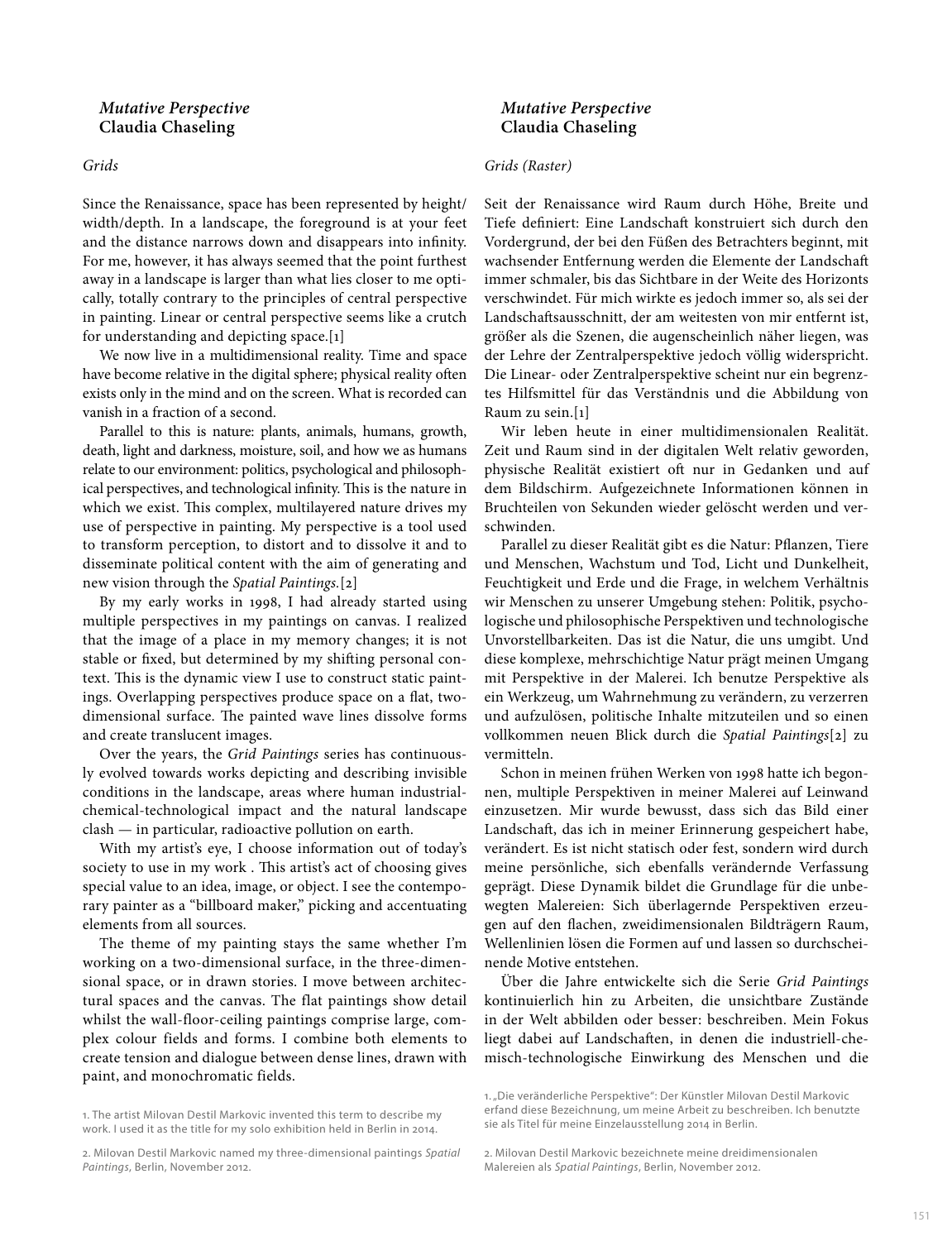# *Mutative Perspective*
## Claudia Chaseling

*Grids*

Since the Renaissance, space has been represented by height/width/depth. In a landscape, the foreground is at your feet and the distance narrows down and disappears into infinity. For me, however, it has always seemed that the point furthest away in a landscape is larger than what lies closer to me optically, totally contrary to the principles of central perspective in painting. Linear or central perspective seems like a crutch for understanding and depicting space.[1]

We now live in a multidimensional reality. Time and space have become relative in the digital sphere; physical reality often exists only in the mind and on the screen. What is recorded can vanish in a fraction of a second.

Parallel to this is nature: plants, animals, humans, growth, death, light and darkness, moisture, soil, and how we as humans relate to our environment: politics, psychological and philosophical perspectives, and technological infinity. This is the nature in which we exist. This complex, multilayered nature drives my use of perspective in painting. My perspective is a tool used to transform perception, to distort and to dissolve it and to disseminate political content with the aim of generating and new vision through the *Spatial Paintings.*[2]

By my early works in 1998, I had already started using multiple perspectives in my paintings on canvas. I realized that the image of a place in my memory changes; it is not stable or fixed, but determined by my shifting personal context. This is the dynamic view I use to construct static paintings. Overlapping perspectives produce space on a flat, two-dimensional surface. The painted wave lines dissolve forms and create translucent images.

Over the years, the *Grid Paintings* series has continuously evolved towards works depicting and describing invisible conditions in the landscape, areas where human industrial-chemical-technological impact and the natural landscape clash — in particular, radioactive pollution on earth.

With my artist's eye, I choose information out of today's society to use in my work . This artist's act of choosing gives special value to an idea, image, or object. I see the contemporary painter as a "billboard maker," picking and accentuating elements from all sources.

The theme of my painting stays the same whether I'm working on a two-dimensional surface, in the three-dimensional space, or in drawn stories. I move between architectural spaces and the canvas. The flat paintings show detail whilst the wall-floor-ceiling paintings comprise large, complex colour fields and forms. I combine both elements to create tension and dialogue between dense lines, drawn with paint, and monochromatic fields.

1. The artist Milovan Destil Markovic invented this term to describe my work. I used it as the title for my solo exhibition held in Berlin in 2014.

2. Milovan Destil Markovic named my three-dimensional paintings *Spatial Paintings*, Berlin, November 2012.

# *Mutative Perspective*
## Claudia Chaseling

*Grids (Raster)*

Seit der Renaissance wird Raum durch Höhe, Breite und Tiefe definiert: Eine Landschaft konstruiert sich durch den Vordergrund, der bei den Füßen des Betrachters beginnt, mit wachsender Entfernung werden die Elemente der Landschaft immer schmaler, bis das Sichtbare in der Weite des Horizonts verschwindet. Für mich wirkte es jedoch immer so, als sei der Landschaftsausschnitt, der am weitesten von mir entfernt ist, größer als die Szenen, die augenscheinlich näher liegen, was der Lehre der Zentralperspektive jedoch völlig widerspricht. Die Linear- oder Zentralperspektive scheint nur ein begrenztes Hilfsmittel für das Verständnis und die Abbildung von Raum zu sein.[1]

Wir leben heute in einer multidimensionalen Realität. Zeit und Raum sind in der digitalen Welt relativ geworden, physische Realität existiert oft nur in Gedanken und auf dem Bildschirm. Aufgezeichnete Informationen können in Bruchteilen von Sekunden wieder gelöscht werden und verschwinden.

Parallel zu dieser Realität gibt es die Natur: Pflanzen, Tiere und Menschen, Wachstum und Tod, Licht und Dunkelheit, Feuchtigkeit und Erde und die Frage, in welchem Verhältnis wir Menschen zu unserer Umgebung stehen: Politik, psychologische und philosophische Perspektiven und technologische Unvorstellbarkeiten. Das ist die Natur, die uns umgibt. Und diese komplexe, mehrschichtige Natur prägt meinen Umgang mit Perspektive in der Malerei. Ich benutze Perspektive als ein Werkzeug, um Wahrnehmung zu verändern, zu verzerren und aufzulösen, politische Inhalte mitzuteilen und so einen vollkommen neuen Blick durch die *Spatial Paintings*[2] zu vermitteln.

Schon in meinen frühen Werken von 1998 hatte ich begonnen, multiple Perspektiven in meiner Malerei auf Leinwand einzusetzen. Mir wurde bewusst, dass sich das Bild einer Landschaft, das ich in meiner Erinnerung gespeichert habe, verändert. Es ist nicht statisch oder fest, sondern wird durch meine persönliche, sich ebenfalls verändernde Verfassung geprägt. Diese Dynamik bildet die Grundlage für die unbewegten Malereien: Sich überlagernde Perspektiven erzeugen auf den flachen, zweidimensionalen Bildträgern Raum, Wellenlinien lösen die Formen auf und lassen so durchscheinende Motive entstehen.

Über die Jahre entwickelte sich die Serie *Grid Paintings* kontinuierlich hin zu Arbeiten, die unsichtbare Zustände in der Welt abbilden oder besser: beschreiben. Mein Fokus liegt dabei auf Landschaften, in denen die industriell-chemisch-technologische Einwirkung des Menschen und die

1. „Die veränderliche Perspektive": Der Künstler Milovan Destil Markovic erfand diese Bezeichnung, um meine Arbeit zu beschreiben. Ich benutzte sie als Titel für meine Einzelausstellung 2014 in Berlin.

2. Milovan Destil Markovic bezeichnete meine dreidimensionalen Malereien als *Spatial Paintings*, Berlin, November 2012.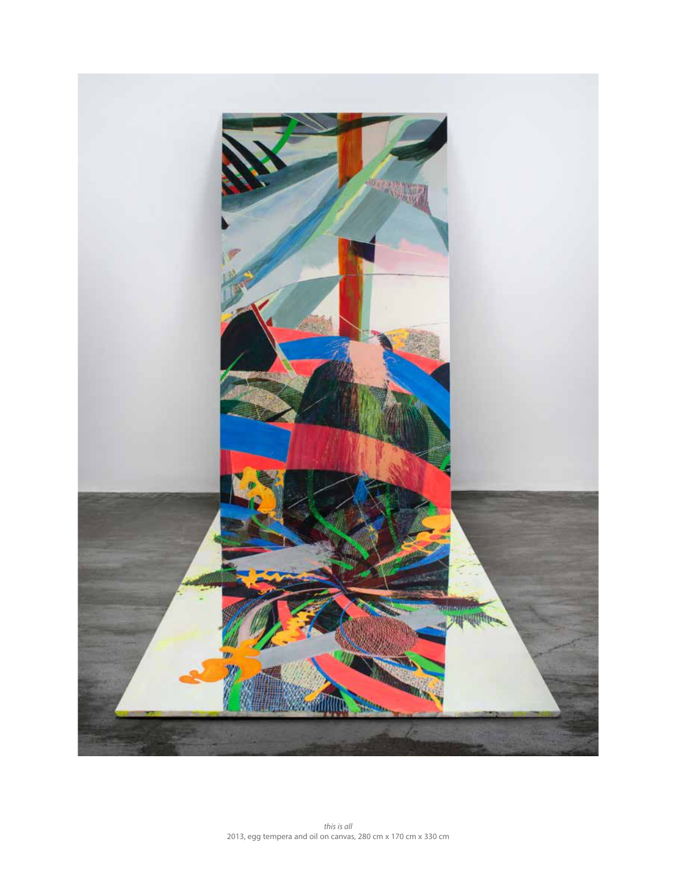*this is all*
2013, egg tempera and oil on canvas, 280 cm x 170 cm x 330 cm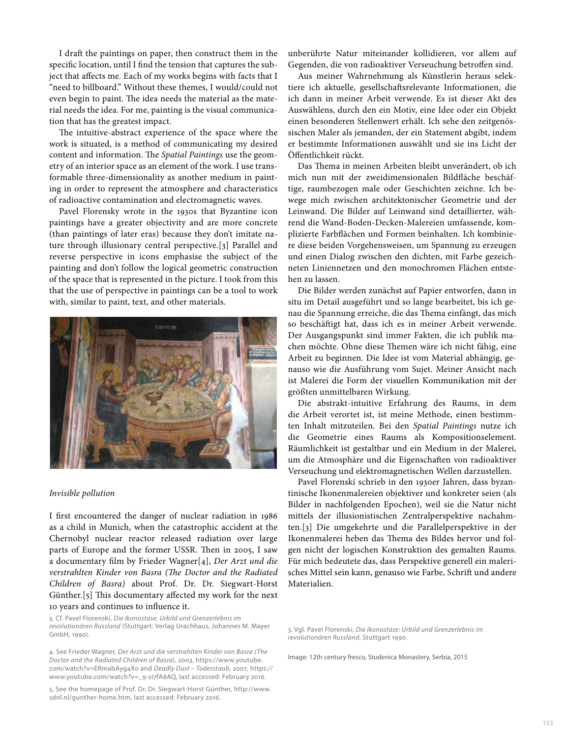I draft the paintings on paper, then construct them in the specific location, until I find the tension that captures the subject that affects me. Each of my works begins with facts that I "need to billboard." Without these themes, I would/could not even begin to paint. The idea needs the material as the material needs the idea. For me, painting is the visual communication that has the greatest impact.

The intuitive-abstract experience of the space where the work is situated, is a method of communicating my desired content and information. The *Spatial Paintings* use the geometry of an interior space as an element of the work. I use transformable three-dimensionality as another medium in painting in order to represent the atmosphere and characteristics of radioactive contamination and electromagnetic waves.

Pavel Florensky wrote in the 1930s that Byzantine icon paintings have a greater objectivity and are more concrete (than paintings of later eras) because they don't imitate nature through illusionary central perspective.[3] Parallel and reverse perspective in icons emphasise the subject of the painting and don't follow the logical geometric construction of the space that is represented in the picture. I took from this that the use of perspective in paintings can be a tool to work with, similar to paint, text, and other materials.

*Invisible pollution*

I first encountered the danger of nuclear radiation in 1986 as a child in Munich, when the catastrophic accident at the Chernobyl nuclear reactor released radiation over large parts of Europe and the former USSR. Then in 2005, I saw a documentary film by Frieder Wagner[4], *Der Arzt und die verstrahlten Kinder von Basra (The Doctor and the Radiated Children of Basra)* about Prof. Dr. Dr. Siegwart-Horst Günther.[5] This documentary affected my work for the next 10 years and continues to influence it.

3. Cf. Pavel Florenski, *Die Ikonostase: Urbild und Grenzerlebnis im revolutionären Russland* (Stuttgart: Verlag Urachhaus, Johannes M. Mayer GmbH, 1990).

4. See Frieder Wagner, *Der Arzt und die verstrahlten Kinder von Basra (The Doctor and the Radiated Children of Basra)*, 2003, https://www.youtube.com/watch?v=ERmabAyg4Xo and *Deadly Dust – Todesstaub*, 2007, https://www.youtube.com/watch?v=_9-sI7fA8AQ, last accessed: February 2016.

5. See the homepage of Prof. Dr. Dr. Siegwart-Horst Günther, http://www.sdnl.nl/gunther-home.htm, last accessed: February 2016.

unberührte Natur miteinander kollidieren, vor allem auf Gegenden, die von radioaktiver Verseuchung betroffen sind.

Aus meiner Wahrnehmung als Künstlerin heraus selektiere ich aktuelle, gesellschaftsrelevante Informationen, die ich dann in meiner Arbeit verwende. Es ist dieser Akt des Auswählens, durch den ein Motiv, eine Idee oder ein Objekt einen besonderen Stellenwert erhält. Ich sehe den zeitgenössischen Maler als jemanden, der ein Statement abgibt, indem er bestimmte Informationen auswählt und sie ins Licht der Öffentlichkeit rückt.

Das Thema in meinen Arbeiten bleibt unverändert, ob ich mich nun mit der zweidimensionalen Bildfläche beschäftige, raumbezogen male oder Geschichten zeichne. Ich bewege mich zwischen architektonischer Geometrie und der Leinwand. Die Bilder auf Leinwand sind detaillierter, während die Wand-Boden-Decken-Malereien umfassende, komplizierte Farbflächen und Formen beinhalten. Ich kombiniere diese beiden Vorgehensweisen, um Spannung zu erzeugen und einen Dialog zwischen den dichten, mit Farbe gezeichneten Liniennetzen und den monochromen Flächen entstehen zu lassen.

Die Bilder werden zunächst auf Papier entworfen, dann in situ im Detail ausgeführt und so lange bearbeitet, bis ich genau die Spannung erreiche, die das Thema einfängt, das mich so beschäftigt hat, dass ich es in meiner Arbeit verwende. Der Ausgangspunkt sind immer Fakten, die ich publik machen möchte. Ohne diese Themen wäre ich nicht fähig, eine Arbeit zu beginnen. Die Idee ist vom Material abhängig, genauso wie die Ausführung vom Sujet. Meiner Ansicht nach ist Malerei die Form der visuellen Kommunikation mit der größten unmittelbaren Wirkung.

Die abstrakt-intuitive Erfahrung des Raums, in dem die Arbeit verortet ist, ist meine Methode, einen bestimmten Inhalt mitzuteilen. Bei den *Spatial Paintings* nutze ich die Geometrie eines Raums als Kompositionselement. Räumlichkeit ist gestaltbar und ein Medium in der Malerei, um die Atmosphäre und die Eigenschaften von radioaktiver Verseuchung und elektromagnetischen Wellen darzustellen.

Pavel Florenski schrieb in den 1930er Jahren, dass byzantinische Ikonenmalereien objektiver und konkreter seien (als Bilder in nachfolgenden Epochen), weil sie die Natur nicht mittels der illusionistischen Zentralperspektive nachahmten.[3] Die umgekehrte und die Parallelperspektive in der Ikonenmalerei heben das Thema des Bildes hervor und folgen nicht der logischen Konstruktion des gemalten Raums. Für mich bedeutete das, dass Perspektive generell ein malerisches Mittel sein kann, genauso wie Farbe, Schrift und andere Materialien.

3. Vgl. Pavel Florenski, *Die Ikonostase: Urbild und Grenzerlebnis im revolutionären Russland*, Stuttgart 1990.

Image: 12th century fresco, Studenica Monastery, Serbia, 2015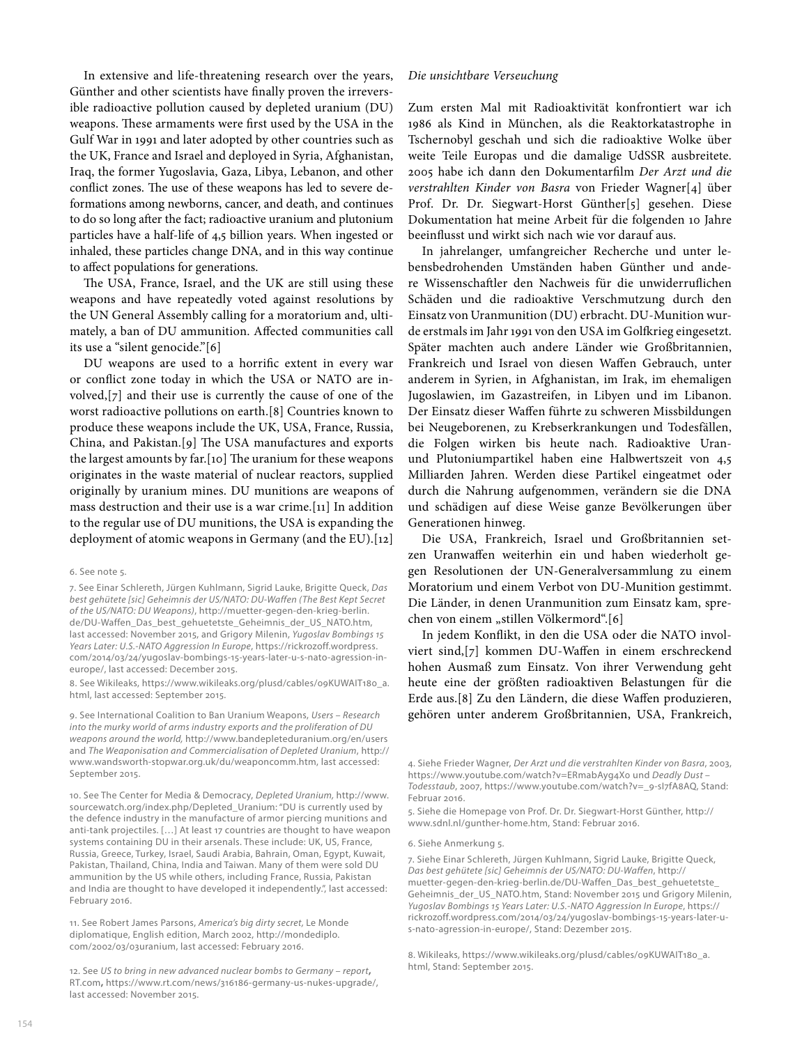In extensive and life-threatening research over the years, Günther and other scientists have finally proven the irreversible radioactive pollution caused by depleted uranium (DU) weapons. These armaments were first used by the USA in the Gulf War in 1991 and later adopted by other countries such as the UK, France and Israel and deployed in Syria, Afghanistan, Iraq, the former Yugoslavia, Gaza, Libya, Lebanon, and other conflict zones. The use of these weapons has led to severe deformations among newborns, cancer, and death, and continues to do so long after the fact; radioactive uranium and plutonium particles have a half-life of 4,5 billion years. When ingested or inhaled, these particles change DNA, and in this way continue to affect populations for generations.

The USA, France, Israel, and the UK are still using these weapons and have repeatedly voted against resolutions by the UN General Assembly calling for a moratorium and, ultimately, a ban of DU ammunition. Affected communities call its use a "silent genocide."[6]

DU weapons are used to a horrific extent in every war or conflict zone today in which the USA or NATO are involved,[7] and their use is currently the cause of one of the worst radioactive pollutions on earth.[8] Countries known to produce these weapons include the UK, USA, France, Russia, China, and Pakistan.[9] The USA manufactures and exports the largest amounts by far.[10] The uranium for these weapons originates in the waste material of nuclear reactors, supplied originally by uranium mines. DU munitions are weapons of mass destruction and their use is a war crime.[11] In addition to the regular use of DU munitions, the USA is expanding the deployment of atomic weapons in Germany (and the EU).[12]

6. See note 5.

7. See Einar Schlereth, Jürgen Kuhlmann, Sigrid Lauke, Brigitte Queck, *Das best gehütete [sic] Geheimnis der US/NATO: DU-Waffen (The Best Kept Secret of the US/NATO: DU Weapons)*, http://muetter-gegen-den-krieg-berlin.de/DU-Waffen_Das_best_gehuetetste_Geheimnis_der_US_NATO.htm, last accessed: November 2015, and Grigory Milenin, *Yugoslav Bombings 15 Years Later: U.S.-NATO Aggression In Europe*, https://rickrozoff.wordpress.com/2014/03/24/yugoslav-bombings-15-years-later-u-s-nato-agression-in-europe/, last accessed: December 2015.

8. See Wikileaks, https://www.wikileaks.org/plusd/cables/09KUWAIT180_a.html, last accessed: September 2015.

9. See International Coalition to Ban Uranium Weapons, *Users – Research into the murky world of arms industry exports and the proliferation of DU weapons around the world,* http://www.bandepleteduranium.org/en/users and *The Weaponisation and Commercialisation of Depleted Uranium*, http://www.wandsworth-stopwar.org.uk/du/weaponcomm.htm, last accessed: September 2015.

10. See The Center for Media & Democracy, *Depleted Uranium,* http://www.sourcewatch.org/index.php/Depleted_Uranium: "DU is currently used by the defence industry in the manufacture of armor piercing munitions and anti-tank projectiles. […] At least 17 countries are thought to have weapon systems containing DU in their arsenals. These include: UK, US, France, Russia, Greece, Turkey, Israel, Saudi Arabia, Bahrain, Oman, Egypt, Kuwait, Pakistan, Thailand, China, India and Taiwan. Many of them were sold DU ammunition by the US while others, including France, Russia, Pakistan and India are thought to have developed it independently.", last accessed: February 2016.

11. See Robert James Parsons, *America's big dirty secret,* Le Monde diplomatique, English edition, March 2002, http://mondediplo.com/2002/03/03uranium, last accessed: February 2016.

12. See *US to bring in new advanced nuclear bombs to Germany – report***,** RT.com**,** https://www.rt.com/news/316186-germany-us-nukes-upgrade/, last accessed: November 2015.

*Die unsichtbare Verseuchung*

Zum ersten Mal mit Radioaktivität konfrontiert war ich 1986 als Kind in München, als die Reaktorkatastrophe in Tschernobyl geschah und sich die radioaktive Wolke über weite Teile Europas und die damalige UdSSR ausbreitete. 2005 habe ich dann den Dokumentarfilm *Der Arzt und die verstrahlten Kinder von Basra* von Frieder Wagner[4] über Prof. Dr. Dr. Siegwart-Horst Günther[5] gesehen. Diese Dokumentation hat meine Arbeit für die folgenden 10 Jahre beeinflusst und wirkt sich nach wie vor darauf aus.

In jahrelanger, umfangreicher Recherche und unter lebensbedrohenden Umständen haben Günther und andere Wissenschaftler den Nachweis für die unwiderruflichen Schäden und die radioaktive Verschmutzung durch den Einsatz von Uranmunition (DU) erbracht. DU-Munition wurde erstmals im Jahr 1991 von den USA im Golfkrieg eingesetzt. Später machten auch andere Länder wie Großbritannien, Frankreich und Israel von diesen Waffen Gebrauch, unter anderem in Syrien, in Afghanistan, im Irak, im ehemaligen Jugoslawien, im Gazastreifen, in Libyen und im Libanon. Der Einsatz dieser Waffen führte zu schweren Missbildungen bei Neugeborenen, zu Krebserkrankungen und Todesfällen, die Folgen wirken bis heute nach. Radioaktive Uran- und Plutoniumpartikel haben eine Halbwertszeit von 4,5 Milliarden Jahren. Werden diese Partikel eingeatmet oder durch die Nahrung aufgenommen, verändern sie die DNA und schädigen auf diese Weise ganze Bevölkerungen über Generationen hinweg.

Die USA, Frankreich, Israel und Großbritannien setzen Uranwaffen weiterhin ein und haben wiederholt gegen Resolutionen der UN-Generalversammlung zu einem Moratorium und einem Verbot von DU-Munition gestimmt. Die Länder, in denen Uranmunition zum Einsatz kam, sprechen von einem „stillen Völkermord".[6]

In jedem Konflikt, in den die USA oder die NATO involviert sind,[7] kommen DU-Waffen in einem erschreckend hohen Ausmaß zum Einsatz. Von ihrer Verwendung geht heute eine der größten radioaktiven Belastungen für die Erde aus.[8] Zu den Ländern, die diese Waffen produzieren, gehören unter anderem Großbritannien, USA, Frankreich,

4. Siehe Frieder Wagner, *Der Arzt und die verstrahlten Kinder von Basra*, 2003, https://www.youtube.com/watch?v=ERmabAyg4Xo und *Deadly Dust – Todesstaub*, 2007, https://www.youtube.com/watch?v=_9-sI7fA8AQ, Stand: Februar 2016.

5. Siehe die Homepage von Prof. Dr. Dr. Siegwart-Horst Günther, http://www.sdnl.nl/gunther-home.htm, Stand: Februar 2016.

6. Siehe Anmerkung 5.

7. Siehe Einar Schlereth, Jürgen Kuhlmann, Sigrid Lauke, Brigitte Queck, *Das best gehütete [sic] Geheimnis der US/NATO: DU-Waffen*, http://muetter-gegen-den-krieg-berlin.de/DU-Waffen_Das_best_gehuetetste_Geheimnis_der_US_NATO.htm, Stand: November 2015 und Grigory Milenin, *Yugoslav Bombings 15 Years Later: U.S.-NATO Aggression In Europe*, https://rickrozoff.wordpress.com/2014/03/24/yugoslav-bombings-15-years-later-u-s-nato-agression-in-europe/, Stand: Dezember 2015.

8. Wikileaks, https://www.wikileaks.org/plusd/cables/09KUWAIT180_a.html, Stand: September 2015.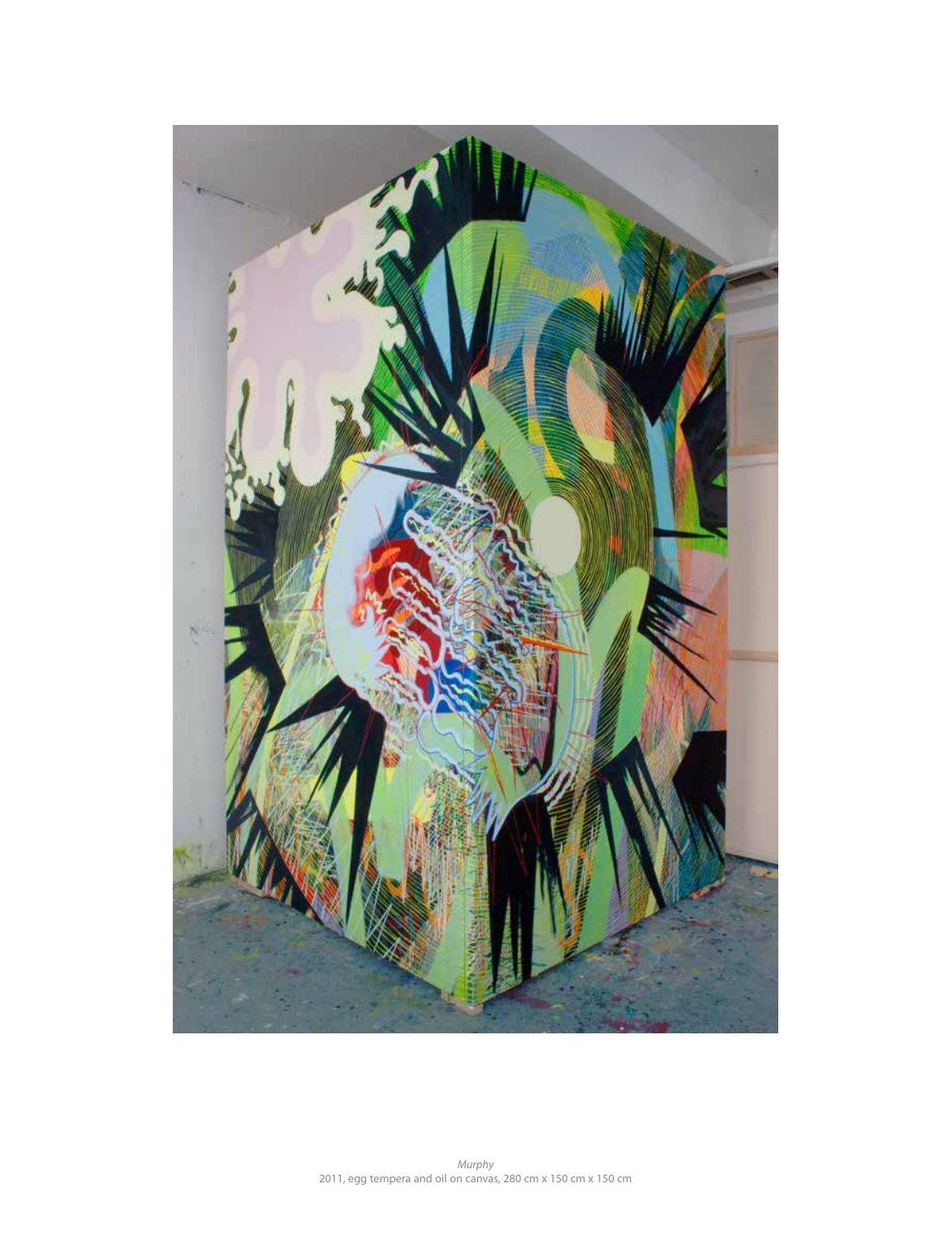*Murphy*
2011, egg tempera and oil on canvas, 280 cm x 150 cm x 150 cm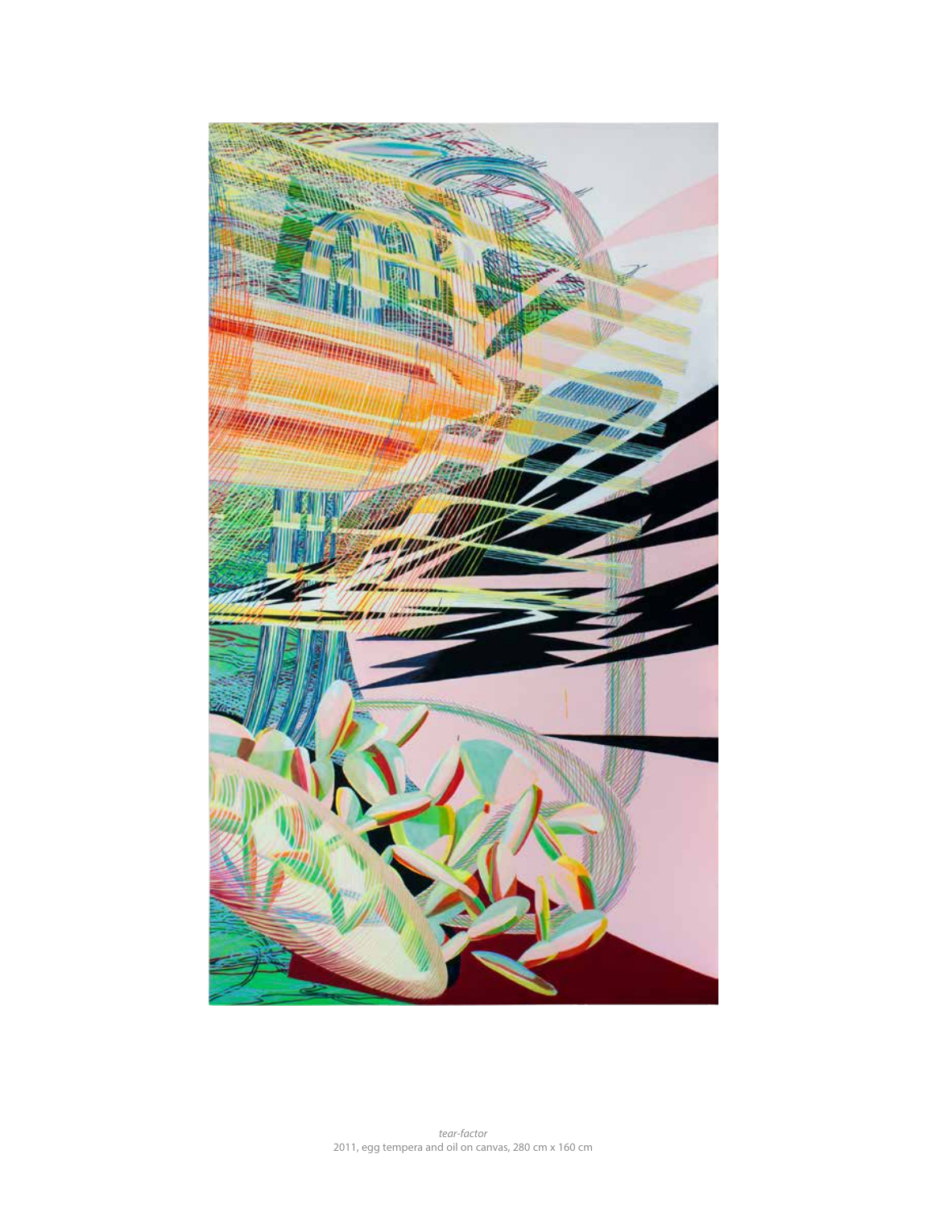*tear-factor*
2011, egg tempera and oil on canvas, 280 cm x 160 cm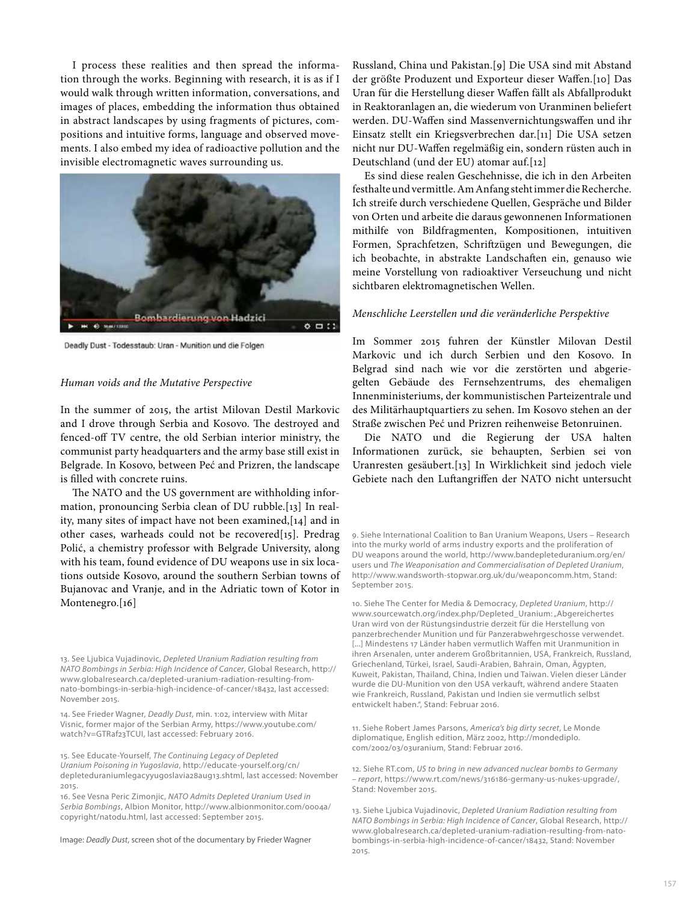I process these realities and then spread the information through the works. Beginning with research, it is as if I would walk through written information, conversations, and images of places, embedding the information thus obtained in abstract landscapes by using fragments of pictures, compositions and intuitive forms, language and observed movements. I also embed my idea of radioactive pollution and the invisible electromagnetic waves surrounding us.

Deadly Dust - Todesstaub: Uran - Munition und die Folgen

*Human voids and the Mutative Perspective*

In the summer of 2015, the artist Milovan Destil Markovic and I drove through Serbia and Kosovo. The destroyed and fenced-off TV centre, the old Serbian interior ministry, the communist party headquarters and the army base still exist in Belgrade. In Kosovo, between Peć and Prizren, the landscape is filled with concrete ruins.

The NATO and the US government are withholding information, pronouncing Serbia clean of DU rubble.[13] In reality, many sites of impact have not been examined,[14] and in other cases, warheads could not be recovered[15]. Predrag Polić, a chemistry professor with Belgrade University, along with his team, found evidence of DU weapons use in six locations outside Kosovo, around the southern Serbian towns of Bujanovac and Vranje, and in the Adriatic town of Kotor in Montenegro.[16]

13. See Ljubica Vujadinovic, *Depleted Uranium Radiation resulting from NATO Bombings in Serbia: High Incidence of Cancer*, Global Research, http://www.globalresearch.ca/depleted-uranium-radiation-resulting-from-nato-bombings-in-serbia-high-incidence-of-cancer/18432, last accessed: November 2015.

14. See Frieder Wagner, *Deadly Dust*, min. 1:02, interview with Mitar Visnic, former major of the Serbian Army, https://www.youtube.com/watch?v=GTRaf23TCUI, last accessed: February 2016.

15. See Educate-Yourself, *The Continuing Legacy of Depleted Uranium Poisoning in Yugoslavia*, http://educate-yourself.org/cn/depleteduraniumlegacyyugoslavia28aug13.shtml, last accessed: November 2015.

16. See Vesna Peric Zimonjic, *NATO Admits Depleted Uranium Used in Serbia Bombings*, Albion Monitor, http://www.albionmonitor.com/0004a/copyright/natodu.html, last accessed: September 2015.

Image: *Deadly Dust*, screen shot of the documentary by Frieder Wagner

Russland, China und Pakistan.[9] Die USA sind mit Abstand der größte Produzent und Exporteur dieser Waffen.[10] Das Uran für die Herstellung dieser Waffen fällt als Abfallprodukt in Reaktoranlagen an, die wiederum von Uranminen beliefert werden. DU-Waffen sind Massenvernichtungswaffen und ihr Einsatz stellt ein Kriegsverbrechen dar.[11] Die USA setzen nicht nur DU-Waffen regelmäßig ein, sondern rüsten auch in Deutschland (und der EU) atomar auf.[12]

Es sind diese realen Geschehnisse, die ich in den Arbeiten festhalte und vermittle. Am Anfang steht immer die Recherche. Ich streife durch verschiedene Quellen, Gespräche und Bilder von Orten und arbeite die daraus gewonnenen Informationen mithilfe von Bildfragmenten, Kompositionen, intuitiven Formen, Sprachfetzen, Schriftzügen und Bewegungen, die ich beobachte, in abstrakte Landschaften ein, genauso wie meine Vorstellung von radioaktiver Verseuchung und nicht sichtbaren elektromagnetischen Wellen.

*Menschliche Leerstellen und die veränderliche Perspektive*

Im Sommer 2015 fuhren der Künstler Milovan Destil Markovic und ich durch Serbien und den Kosovo. In Belgrad sind nach wie vor die zerstörten und abgeriegelten Gebäude des Fernsehzentrums, des ehemaligen Innenministeriums, der kommunistischen Parteizentrale und des Militärhauptquartiers zu sehen. Im Kosovo stehen an der Straße zwischen Peć und Prizren reihenweise Betonruinen.

Die NATO und die Regierung der USA halten Informationen zurück, sie behaupten, Serbien sei von Uranresten gesäubert.[13] In Wirklichkeit sind jedoch viele Gebiete nach den Luftangriffen der NATO nicht untersucht

9. Siehe International Coalition to Ban Uranium Weapons, Users – Research into the murky world of arms industry exports and the proliferation of DU weapons around the world, http://www.bandepleteduranium.org/en/users und *The Weaponisation and Commercialisation of Depleted Uranium*, http://www.wandsworth-stopwar.org.uk/du/weaponcomm.htm, Stand: September 2015.

10. Siehe The Center for Media & Democracy, *Depleted Uranium*, http://www.sourcewatch.org/index.php/Depleted_Uranium: „Abgereichertes Uran wird von der Rüstungsindustrie derzeit für die Herstellung von panzerbrechender Munition und für Panzerabwehrgeschosse verwendet. […] Mindestens 17 Länder haben vermutlich Waffen mit Uranmunition in ihren Arsenalen, unter anderem Großbritannien, USA, Frankreich, Russland, Griechenland, Türkei, Israel, Saudi-Arabien, Bahrain, Oman, Ägypten, Kuweit, Pakistan, Thailand, China, Indien und Taiwan. Vielen dieser Länder wurde die DU-Munition von den USA verkauft, während andere Staaten wie Frankreich, Russland, Pakistan und Indien sie vermutlich selbst entwickelt haben.", Stand: Februar 2016.

11. Siehe Robert James Parsons, *America's big dirty secret*, Le Monde diplomatique, English edition, März 2002, http://mondediplo.com/2002/03/03uranium, Stand: Februar 2016.

12. Siehe RT.com, *US to bring in new advanced nuclear bombs to Germany – report*, https://www.rt.com/news/316186-germany-us-nukes-upgrade/, Stand: November 2015.

13. Siehe Ljubica Vujadinovic, *Depleted Uranium Radiation resulting from NATO Bombings in Serbia: High Incidence of Cancer*, Global Research, http://www.globalresearch.ca/depleted-uranium-radiation-resulting-from-nato-bombings-in-serbia-high-incidence-of-cancer/18432, Stand: November 2015.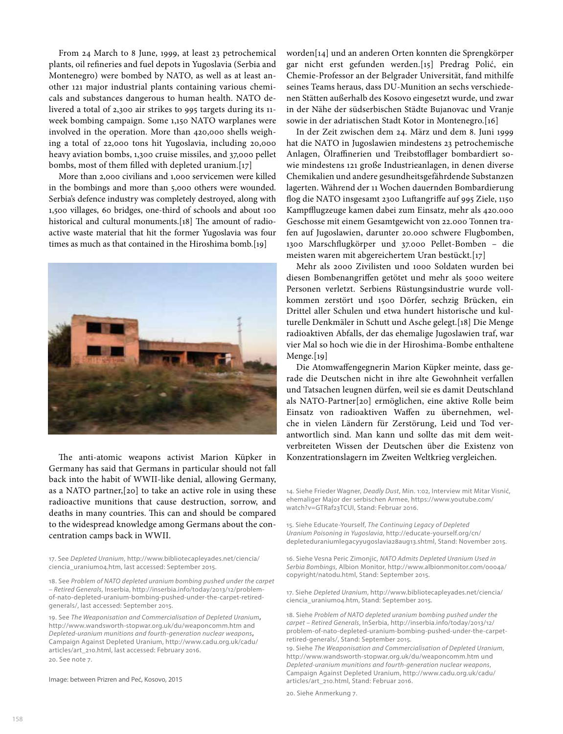From 24 March to 8 June, 1999, at least 23 petrochemical plants, oil refineries and fuel depots in Yugoslavia (Serbia and Montenegro) were bombed by NATO, as well as at least another 121 major industrial plants containing various chemicals and substances dangerous to human health. NATO delivered a total of 2,300 air strikes to 995 targets during its 11-week bombing campaign. Some 1,150 NATO warplanes were involved in the operation. More than 420,000 shells weighing a total of 22,000 tons hit Yugoslavia, including 20,000 heavy aviation bombs, 1,300 cruise missiles, and 37,000 pellet bombs, most of them filled with depleted uranium.[17]

More than 2,000 civilians and 1,000 servicemen were killed in the bombings and more than 5,000 others were wounded. Serbia's defence industry was completely destroyed, along with 1,500 villages, 60 bridges, one-third of schools and about 100 historical and cultural monuments.[18] The amount of radioactive waste material that hit the former Yugoslavia was four times as much as that contained in the Hiroshima bomb.[19]

The anti-atomic weapons activist Marion Küpker in Germany has said that Germans in particular should not fall back into the habit of WWII-like denial, allowing Germany, as a NATO partner,[20] to take an active role in using these radioactive munitions that cause destruction, sorrow, and deaths in many countries. This can and should be compared to the widespread knowledge among Germans about the concentration camps back in WWII.

17. See *Depleted Uranium*, http://www.bibliotecapleyades.net/ciencia/ciencia_uranium04.htm, last accessed: September 2015.

18. See *Problem of NATO depleted uranium bombing pushed under the carpet – Retired Generals*, Inserbia, http://inserbia.info/today/2013/12/problem-of-nato-depleted-uranium-bombing-pushed-under-the-carpet-retired-generals/, last accessed: September 2015.

19. See *The Weaponisation and Commercialisation of Depleted Uranium*, http://www.wandsworth-stopwar.org.uk/du/weaponcomm.htm and *Depleted-uranium munitions and fourth-generation nuclear weapons*, Campaign Against Depleted Uranium, http://www.cadu.org.uk/cadu/articles/art_210.html, last accessed: February 2016.

20. See note 7.

Image: between Prizren and Peć, Kosovo, 2015

worden[14] und an anderen Orten konnten die Sprengkörper gar nicht erst gefunden werden.[15] Predrag Polić, ein Chemie-Professor an der Belgrader Universität, fand mithilfe seines Teams heraus, dass DU-Munition an sechs verschiedenen Stätten außerhalb des Kosovo eingesetzt wurde, und zwar in der Nähe der südserbischen Städte Bujanovac und Vranje sowie in der adriatischen Stadt Kotor in Montenegro.[16]

In der Zeit zwischen dem 24. März und dem 8. Juni 1999 hat die NATO in Jugoslawien mindestens 23 petrochemische Anlagen, Ölraffinerien und Treibstofflager bombardiert sowie mindestens 121 große Industrieanlagen, in denen diverse Chemikalien und andere gesundheitsgefährdende Substanzen lagerten. Während der 11 Wochen dauernden Bombardierung flog die NATO insgesamt 2300 Luftangriffe auf 995 Ziele, 1150 Kampfflugzeuge kamen dabei zum Einsatz, mehr als 420.000 Geschosse mit einem Gesamtgewicht von 22.000 Tonnen trafen auf Jugoslawien, darunter 20.000 schwere Flugbomben, 1300 Marschflugkörper und 37.000 Pellet-Bomben – die meisten waren mit abgereichertem Uran bestückt.[17]

Mehr als 2000 Zivilisten und 1000 Soldaten wurden bei diesen Bombenangriffen getötet und mehr als 5000 weitere Personen verletzt. Serbiens Rüstungsindustrie wurde vollkommen zerstört und 1500 Dörfer, sechzig Brücken, ein Drittel aller Schulen und etwa hundert historische und kulturelle Denkmäler in Schutt und Asche gelegt.[18] Die Menge radioaktiven Abfalls, der das ehemalige Jugoslawien traf, war vier Mal so hoch wie die in der Hiroshima-Bombe enthaltene Menge.[19]

Die Atomwaffengegnerin Marion Küpker meinte, dass gerade die Deutschen nicht in ihre alte Gewohnheit verfallen und Tatsachen leugnen dürfen, weil sie es damit Deutschland als NATO-Partner[20] ermöglichen, eine aktive Rolle beim Einsatz von radioaktiven Waffen zu übernehmen, welche in vielen Ländern für Zerstörung, Leid und Tod verantwortlich sind. Man kann und sollte das mit dem weitverbreiteten Wissen der Deutschen über die Existenz von Konzentrationslagern im Zweiten Weltkrieg vergleichen.

14. Siehe Frieder Wagner, *Deadly Dust*, Min. 1:02, Interview mit Mitar Visnić, ehemaliger Major der serbischen Armee, https://www.youtube.com/watch?v=GTRaf23TCUI, Stand: Februar 2016.

15. Siehe Educate-Yourself, *The Continuing Legacy of Depleted Uranium Poisoning in Yugoslavia*, http://educate-yourself.org/cn/depleteduraniumlegacyyugoslavia28aug13.shtml, Stand: November 2015.

16. Siehe Vesna Peric Zimonjic, *NATO Admits Depleted Uranium Used in Serbia Bombings*, Albion Monitor, http://www.albionmonitor.com/0004a/copyright/natodu.html, Stand: September 2015.

17. Siehe *Depleted Uranium*, http://www.bibliotecapleyades.net/ciencia/ciencia_uranium04.htm, Stand: September 2015.

18. Siehe *Problem of NATO depleted uranium bombing pushed under the carpet – Retired Generals*, InSerbia, http://inserbia.info/today/2013/12/problem-of-nato-depleted-uranium-bombing-pushed-under-the-carpet-retired-generals/, Stand: September 2015.

19. Siehe *The Weaponisation and Commercialisation of Depleted Uranium*, http://www.wandsworth-stopwar.org.uk/du/weaponcomm.htm und *Depleted-uranium munitions and fourth-generation nuclear weapons*, Campaign Against Depleted Uranium, http://www.cadu.org.uk/cadu/articles/art_210.html, Stand: Februar 2016.

20. Siehe Anmerkung 7.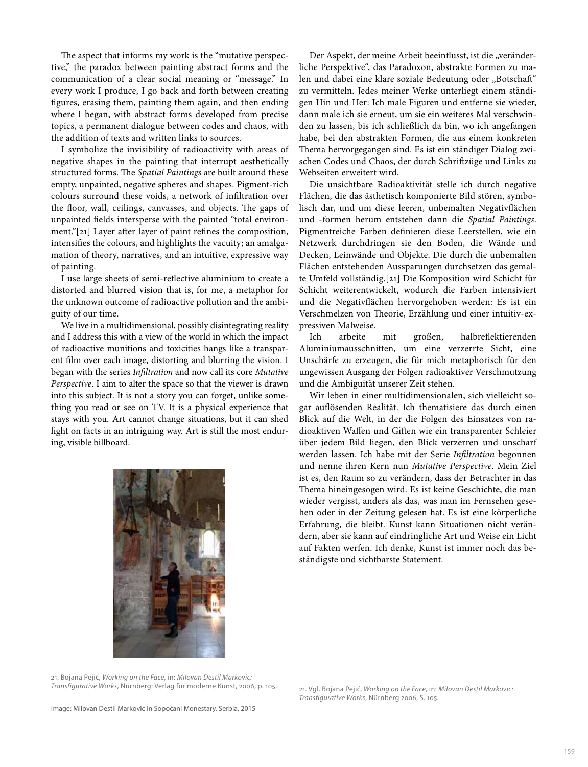The aspect that informs my work is the "mutative perspective," the paradox between painting abstract forms and the communication of a clear social meaning or "message." In every work I produce, I go back and forth between creating figures, erasing them, painting them again, and then ending where I began, with abstract forms developed from precise topics, a permanent dialogue between codes and chaos, with the addition of texts and written links to sources.

I symbolize the invisibility of radioactivity with areas of negative shapes in the painting that interrupt aesthetically structured forms. The *Spatial Paintings* are built around these empty, unpainted, negative spheres and shapes. Pigment-rich colours surround these voids, a network of infiltration over the floor, wall, ceilings, canvasses, and objects. The gaps of unpainted fields intersperse with the painted "total environment."[21] Layer after layer of paint refines the composition, intensifies the colours, and highlights the vacuity; an amalgamation of theory, narratives, and an intuitive, expressive way of painting.

I use large sheets of semi-reflective aluminium to create a distorted and blurred vision that is, for me, a metaphor for the unknown outcome of radioactive pollution and the ambiguity of our time.

We live in a multidimensional, possibly disintegrating reality and I address this with a view of the world in which the impact of radioactive munitions and toxicities hangs like a transparent film over each image, distorting and blurring the vision. I began with the series *Infiltration* and now call its core *Mutative Perspective*. I aim to alter the space so that the viewer is drawn into this subject. It is not a story you can forget, unlike something you read or see on TV. It is a physical experience that stays with you. Art cannot change situations, but it can shed light on facts in an intriguing way. Art is still the most enduring, visible billboard.

Image: Milovan Destil Markovic in Sopoćani Monestary, Serbia, 2015

21. Bojana Pejić, *Working on the Face*, in: *Milovan Destil Markovic: Transfigurative Works*, Nürnberg: Verlag für moderne Kunst, 2006, p. 105.

Der Aspekt, der meine Arbeit beeinflusst, ist die „veränderliche Perspektive", das Paradoxon, abstrakte Formen zu malen und dabei eine klare soziale Bedeutung oder „Botschaft" zu vermitteln. Jedes meiner Werke unterliegt einem ständigen Hin und Her: Ich male Figuren und entferne sie wieder, dann male ich sie erneut, um sie ein weiteres Mal verschwinden zu lassen, bis ich schließlich da bin, wo ich angefangen habe, bei den abstrakten Formen, die aus einem konkreten Thema hervorgegangen sind. Es ist ein ständiger Dialog zwischen Codes und Chaos, der durch Schriftzüge und Links zu Webseiten erweitert wird.

Die unsichtbare Radioaktivität stelle ich durch negative Flächen, die das ästhetisch komponierte Bild stören, symbolisch dar, und um diese leeren, unbemalten Negativflächen und -formen herum entstehen dann die *Spatial Paintings*. Pigmentreiche Farben definieren diese Leerstellen, wie ein Netzwerk durchdringen sie den Boden, die Wände und Decken, Leinwände und Objekte. Die durch die unbemalten Flächen entstehenden Aussparungen durchsetzen das gemalte Umfeld vollständig.[21] Die Komposition wird Schicht für Schicht weiterentwickelt, wodurch die Farben intensiviert und die Negativflächen hervorgehoben werden: Es ist ein Verschmelzen von Theorie, Erzählung und einer intuitiv-expressiven Malweise.

Ich arbeite mit großen, halbreflektierenden Aluminiumausschnitten, um eine verzerrte Sicht, eine Unschärfe zu erzeugen, die für mich metaphorisch für den ungewissen Ausgang der Folgen radioaktiver Verschmutzung und die Ambiguität unserer Zeit stehen.

Wir leben in einer multidimensionalen, sich vielleicht sogar auflösenden Realität. Ich thematisiere das durch einen Blick auf die Welt, in der die Folgen des Einsatzes von radioaktiven Waffen und Giften wie ein transparenter Schleier über jedem Bild liegen, den Blick verzerren und unscharf werden lassen. Ich habe mit der Serie *Infiltration* begonnen und nenne ihren Kern nun *Mutative Perspective*. Mein Ziel ist es, den Raum so zu verändern, dass der Betrachter in das Thema hineingesogen wird. Es ist keine Geschichte, die man wieder vergisst, anders als das, was man im Fernsehen gesehen oder in der Zeitung gelesen hat. Es ist eine körperliche Erfahrung, die bleibt. Kunst kann Situationen nicht verändern, aber sie kann auf eindringliche Art und Weise ein Licht auf Fakten werfen. Ich denke, Kunst ist immer noch das beständigste und sichtbarste Statement.

21. Vgl. Bojana Pejić, *Working on the Face*, in: *Milovan Destil Markovic: Transfigurative Works*, Nürnberg 2006, S. 105.